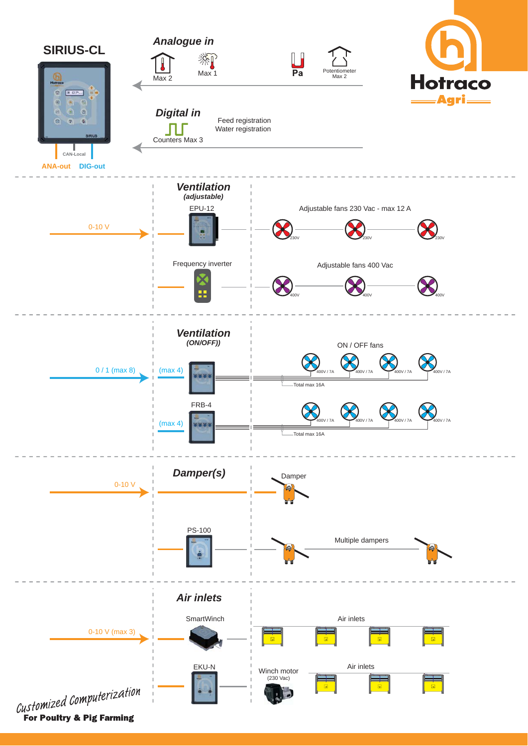# SIRIUS-CL

CAN-Local

ANA-out DIG-out

## Analogue in

Max 2

Max 1

Pa

Potentiometer
Max 2

## Digital in

Counters Max 3

Feed registration
Water registration

Hotraco Agri

## Ventilation
### (adjustable)

0-10 V

EPU-12

Adjustable fans 230 Vac - max 12 A

230V 230V 230V

Frequency inverter

Adjustable fans 400 Vac

400V 400V 400V

## Ventilation
### (ON/OFF))

0 / 1 (max 8)

(max 4)

ON / OFF fans

400V / 7A 400V / 7A 400V / 7A 400V / 7A

Total max 16A

FRB-4

(max 4)

400V / 7A 400V / 7A 400V / 7A 400V / 7A

Total max 16A

## Damper(s)

0-10 V

Damper

PS-100

Multiple dampers

## Air inlets

0-10 V (max 3)

SmartWinch

Air inlets

EKU-N

Winch motor
(230 Vac)

Air inlets

*Customized Computerization*
**For Poultry & Pig Farming**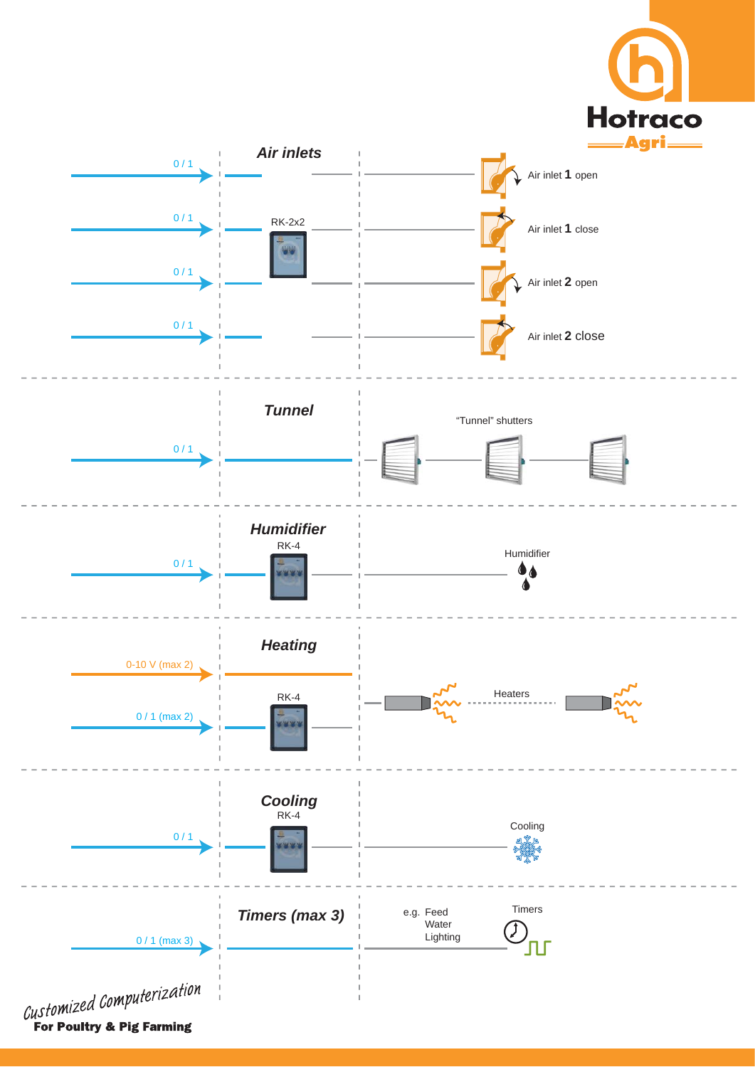## Air inlets

| Signal | Module | Output |
|---|---|---|
| 0 / 1 | RK-2x2 | Air inlet **1** open |
| 0 / 1 | RK-2x2 | Air inlet **1** close |
| 0 / 1 | RK-2x2 | Air inlet **2** open |
| 0 / 1 | RK-2x2 | Air inlet **2** close |

## Tunnel

| Signal | Output |
|---|---|
| 0 / 1 | "Tunnel" shutters |

## Humidifier

| Signal | Module | Output |
|---|---|---|
| 0 / 1 | RK-4 | Humidifier |

## Heating

| Signal | Module | Output |
|---|---|---|
| 0-10 V (max 2) | | Heaters |
| 0 / 1 (max 2) | RK-4 | Heaters |

## Cooling

| Signal | Module | Output |
|---|---|---|
| 0 / 1 | RK-4 | Cooling |

## Timers (max 3)

| Signal | Output |
|---|---|
| 0 / 1 (max 3) | Timers (e.g. Feed, Water, Lighting) |

*Customized Computerization*

**For Poultry & Pig Farming**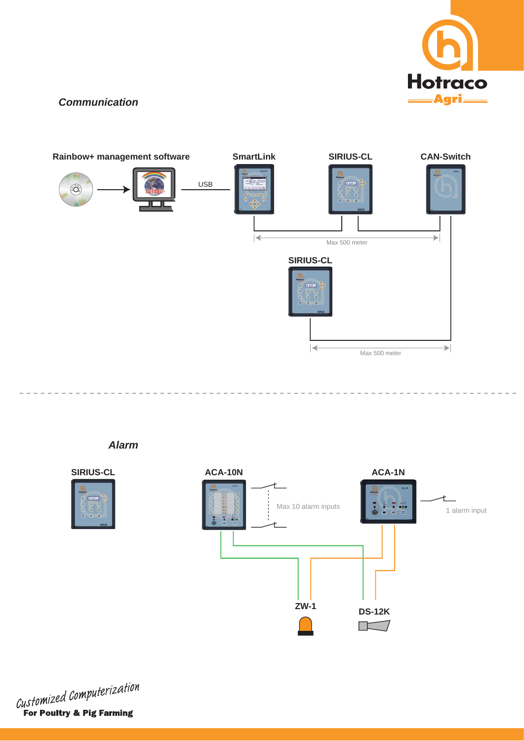Hotraco
Agri

## *Communication*

Rainbow+ management software

SmartLink

SIRIUS-CL

CAN-Switch

USB

Max 500 meter

SIRIUS-CL

Max 500 meter

## *Alarm*

SIRIUS-CL

ACA-10N

ACA-1N

Max 10 alarm inputs

1 alarm input

ZW-1

DS-12K

*Customized Computerization*
**For Poultry & Pig Farming**